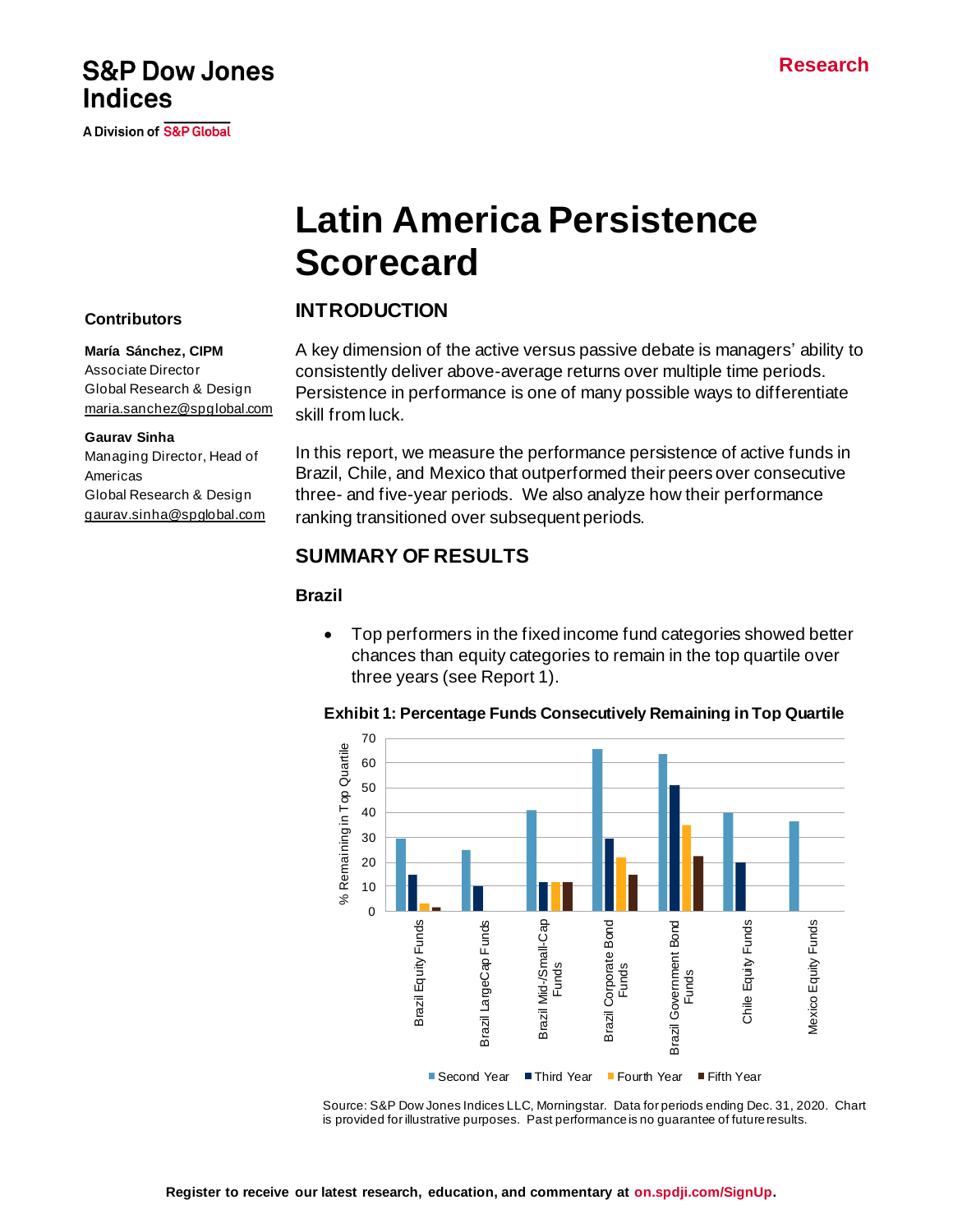S&P Dow Jones Indices

A Division of S&P Global

Research

# Latin America Persistence Scorecard

**Contributors**

**María Sánchez, CIPM**
Associate Director
Global Research & Design
maria.sanchez@spglobal.com

**Gaurav Sinha**
Managing Director, Head of Americas
Global Research & Design
gaurav.sinha@spglobal.com

## INTRODUCTION

A key dimension of the active versus passive debate is managers' ability to consistently deliver above-average returns over multiple time periods. Persistence in performance is one of many possible ways to differentiate skill from luck.

In this report, we measure the performance persistence of active funds in Brazil, Chile, and Mexico that outperformed their peers over consecutive three- and five-year periods. We also analyze how their performance ranking transitioned over subsequent periods.

## SUMMARY OF RESULTS

### Brazil

- Top performers in the fixed income fund categories showed better chances than equity categories to remain in the top quartile over three years (see Report 1).

**Exhibit 1: Percentage Funds Consecutively Remaining in Top Quartile**

| Category | Second Year | Third Year | Fourth Year | Fifth Year |
|---|---|---|---|---|
| Brazil Equity Funds | 29.5 | 15 | 3 | 1.5 |
| Brazil LargeCap Funds | 25 | 10 | | |
| Brazil Mid-/Small-Cap Funds | 41 | 12 | 12 | 12 |
| Brazil Corporate Bond Funds | 65.5 | 29.5 | 22 | 15 |
| Brazil Government Bond Funds | 63.5 | 51 | 35 | 22.5 |
| Chile Equity Funds | 40 | 20 | | |
| Mexico Equity Funds | 36.5 | | | |

Source: S&P Dow Jones Indices LLC, Morningstar. Data for periods ending Dec. 31, 2020. Chart is provided for illustrative purposes. Past performance is no guarantee of future results.

**Register to receive our latest research, education, and commentary at on.spdji.com/SignUp.**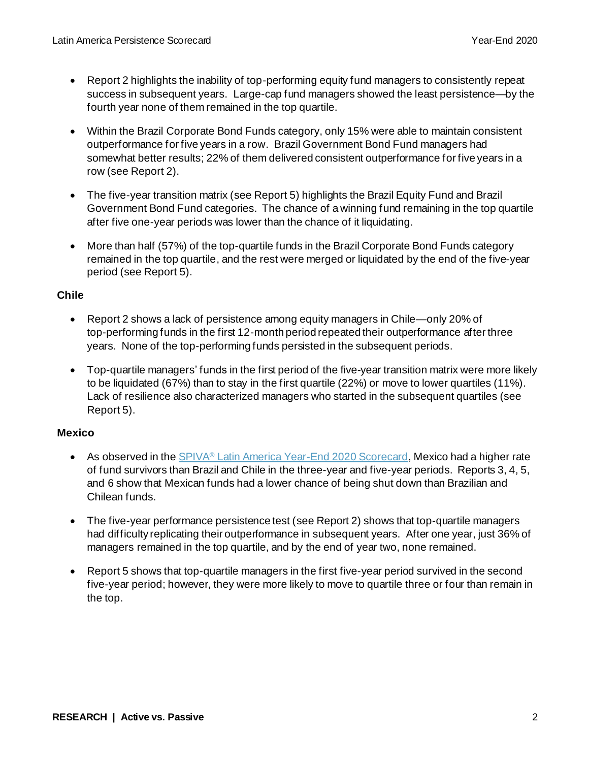- Report 2 highlights the inability of top-performing equity fund managers to consistently repeat success in subsequent years. Large-cap fund managers showed the least persistence—by the fourth year none of them remained in the top quartile.
- Within the Brazil Corporate Bond Funds category, only 15% were able to maintain consistent outperformance for five years in a row. Brazil Government Bond Fund managers had somewhat better results; 22% of them delivered consistent outperformance for five years in a row (see Report 2).
- The five-year transition matrix (see Report 5) highlights the Brazil Equity Fund and Brazil Government Bond Fund categories. The chance of a winning fund remaining in the top quartile after five one-year periods was lower than the chance of it liquidating.
- More than half (57%) of the top-quartile funds in the Brazil Corporate Bond Funds category remained in the top quartile, and the rest were merged or liquidated by the end of the five-year period (see Report 5).

### Chile

- Report 2 shows a lack of persistence among equity managers in Chile—only 20% of top-performing funds in the first 12-month period repeated their outperformance after three years. None of the top-performing funds persisted in the subsequent periods.
- Top-quartile managers' funds in the first period of the five-year transition matrix were more likely to be liquidated (67%) than to stay in the first quartile (22%) or move to lower quartiles (11%). Lack of resilience also characterized managers who started in the subsequent quartiles (see Report 5).

### Mexico

- As observed in the [SPIVA® Latin America Year-End 2020 Scorecard](), Mexico had a higher rate of fund survivors than Brazil and Chile in the three-year and five-year periods. Reports 3, 4, 5, and 6 show that Mexican funds had a lower chance of being shut down than Brazilian and Chilean funds.
- The five-year performance persistence test (see Report 2) shows that top-quartile managers had difficulty replicating their outperformance in subsequent years. After one year, just 36% of managers remained in the top quartile, and by the end of year two, none remained.
- Report 5 shows that top-quartile managers in the first five-year period survived in the second five-year period; however, they were more likely to move to quartile three or four than remain in the top.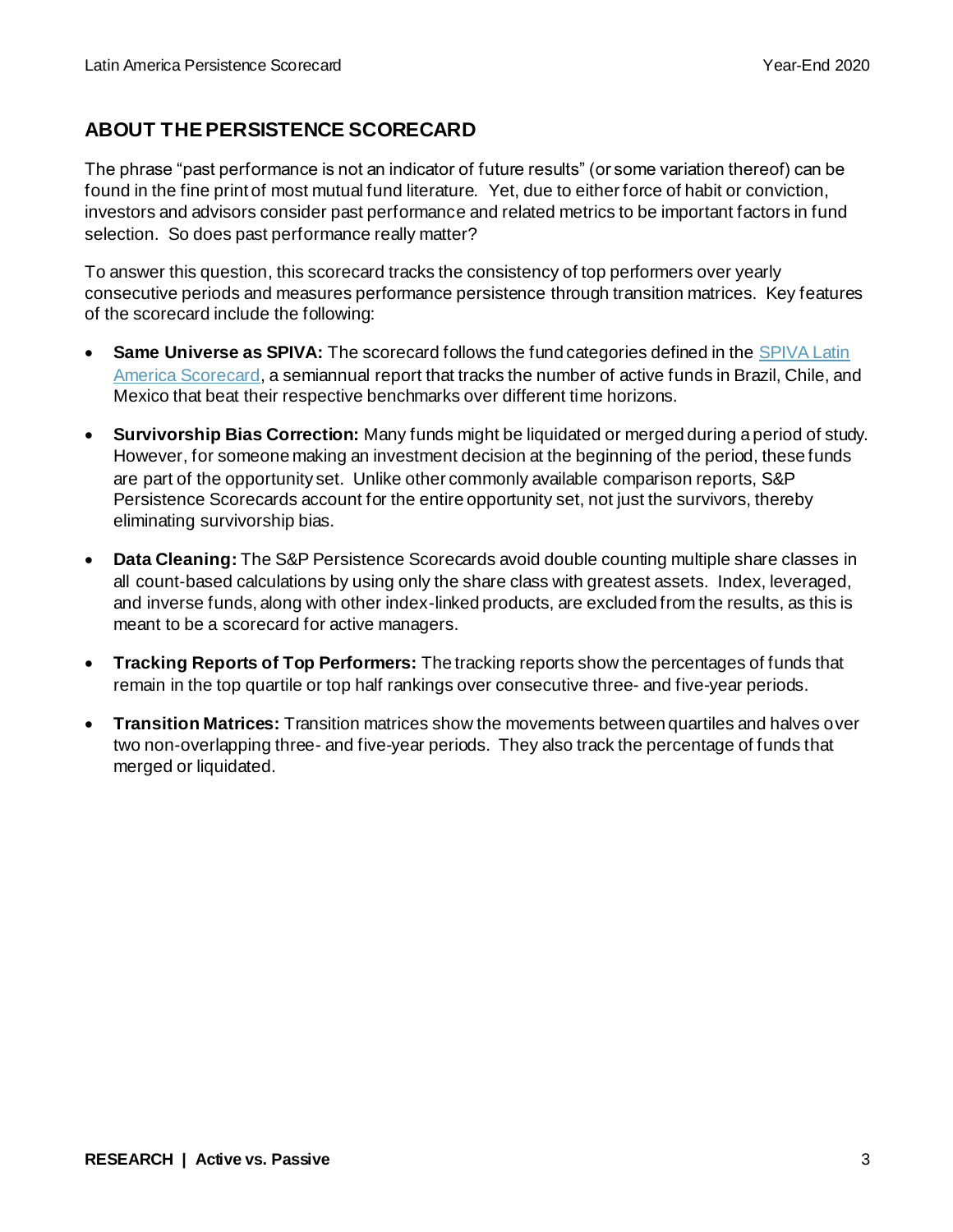## ABOUT THE PERSISTENCE SCORECARD

The phrase "past performance is not an indicator of future results" (or some variation thereof) can be found in the fine print of most mutual fund literature. Yet, due to either force of habit or conviction, investors and advisors consider past performance and related metrics to be important factors in fund selection. So does past performance really matter?

To answer this question, this scorecard tracks the consistency of top performers over yearly consecutive periods and measures performance persistence through transition matrices. Key features of the scorecard include the following:

- **Same Universe as SPIVA:** The scorecard follows the fund categories defined in the SPIVA Latin America Scorecard, a semiannual report that tracks the number of active funds in Brazil, Chile, and Mexico that beat their respective benchmarks over different time horizons.
- **Survivorship Bias Correction:** Many funds might be liquidated or merged during a period of study. However, for someone making an investment decision at the beginning of the period, these funds are part of the opportunity set. Unlike other commonly available comparison reports, S&P Persistence Scorecards account for the entire opportunity set, not just the survivors, thereby eliminating survivorship bias.
- **Data Cleaning:** The S&P Persistence Scorecards avoid double counting multiple share classes in all count-based calculations by using only the share class with greatest assets. Index, leveraged, and inverse funds, along with other index-linked products, are excluded from the results, as this is meant to be a scorecard for active managers.
- **Tracking Reports of Top Performers:** The tracking reports show the percentages of funds that remain in the top quartile or top half rankings over consecutive three- and five-year periods.
- **Transition Matrices:** Transition matrices show the movements between quartiles and halves over two non-overlapping three- and five-year periods. They also track the percentage of funds that merged or liquidated.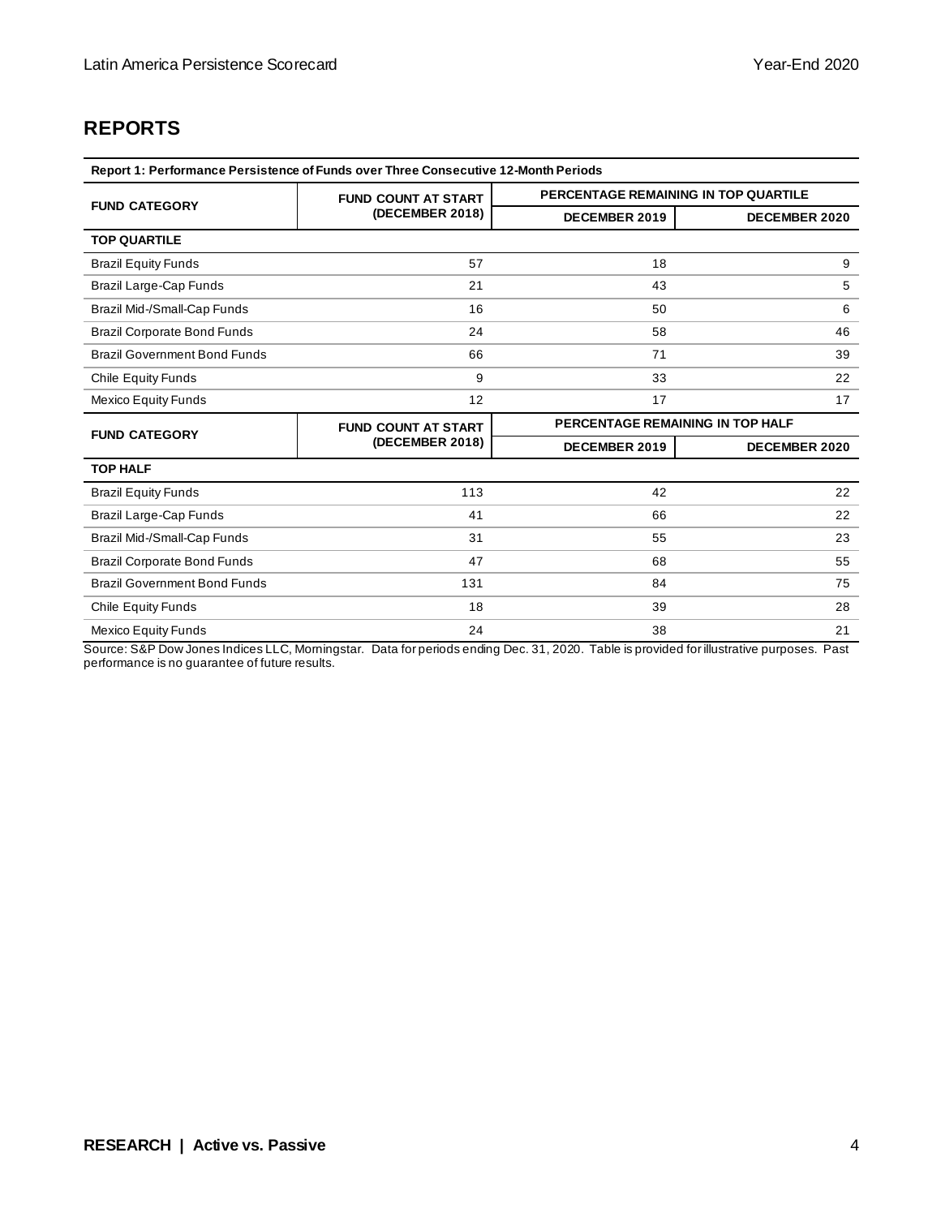## REPORTS

| Report 1: Performance Persistence of Funds over Three Consecutive 12-Month Periods | | | |
|---|---|---|---|
| FUND CATEGORY | FUND COUNT AT START (DECEMBER 2018) | PERCENTAGE REMAINING IN TOP QUARTILE | |
| | | DECEMBER 2019 | DECEMBER 2020 |
| **TOP QUARTILE** | | | |
| Brazil Equity Funds | 57 | 18 | 9 |
| Brazil Large-Cap Funds | 21 | 43 | 5 |
| Brazil Mid-/Small-Cap Funds | 16 | 50 | 6 |
| Brazil Corporate Bond Funds | 24 | 58 | 46 |
| Brazil Government Bond Funds | 66 | 71 | 39 |
| Chile Equity Funds | 9 | 33 | 22 |
| Mexico Equity Funds | 12 | 17 | 17 |
| FUND CATEGORY | FUND COUNT AT START (DECEMBER 2018) | PERCENTAGE REMAINING IN TOP HALF | |
| | | DECEMBER 2019 | DECEMBER 2020 |
| **TOP HALF** | | | |
| Brazil Equity Funds | 113 | 42 | 22 |
| Brazil Large-Cap Funds | 41 | 66 | 22 |
| Brazil Mid-/Small-Cap Funds | 31 | 55 | 23 |
| Brazil Corporate Bond Funds | 47 | 68 | 55 |
| Brazil Government Bond Funds | 131 | 84 | 75 |
| Chile Equity Funds | 18 | 39 | 28 |
| Mexico Equity Funds | 24 | 38 | 21 |

Source: S&P Dow Jones Indices LLC, Morningstar. Data for periods ending Dec. 31, 2020. Table is provided for illustrative purposes. Past performance is no guarantee of future results.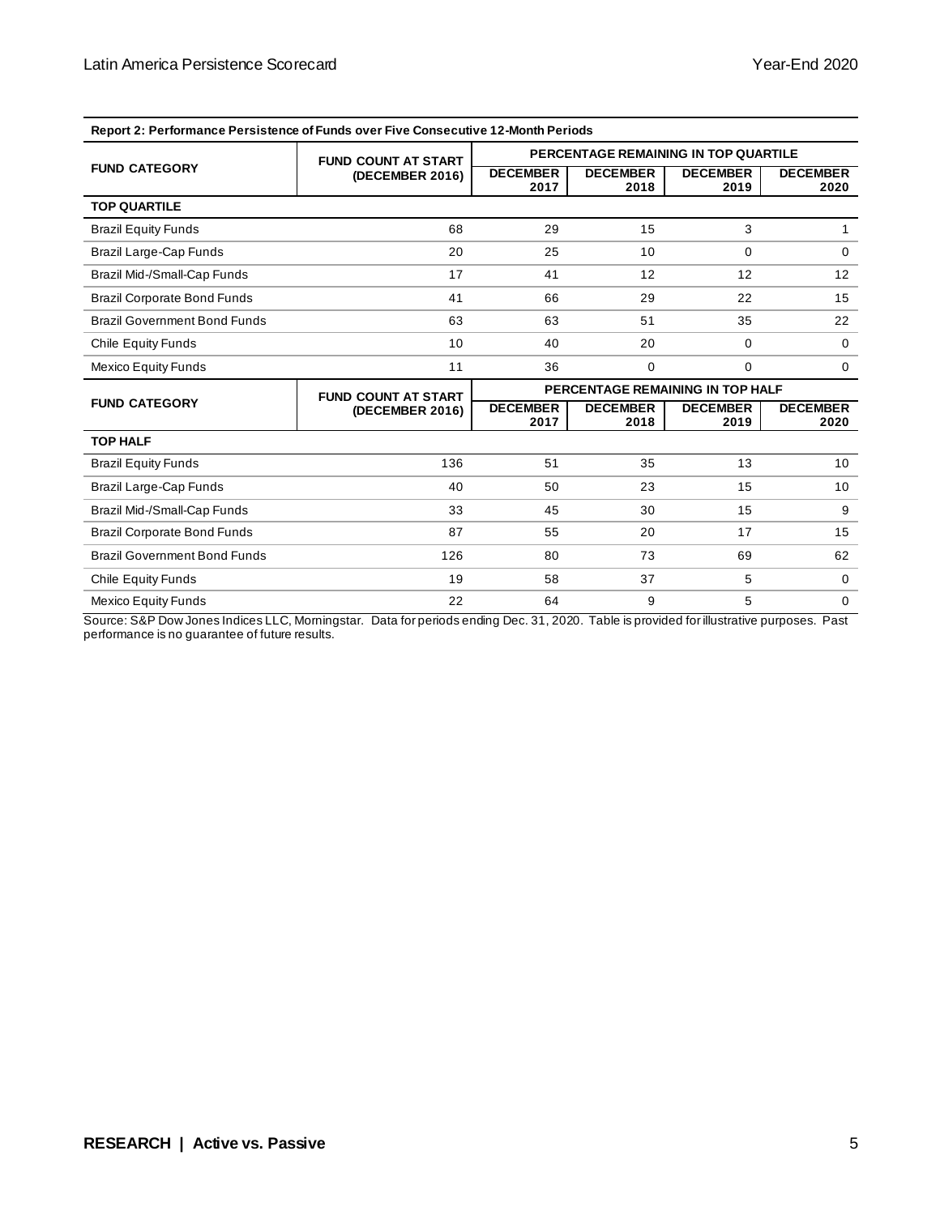**Report 2: Performance Persistence of Funds over Five Consecutive 12-Month Periods**

| FUND CATEGORY | FUND COUNT AT START (DECEMBER 2016) | PERCENTAGE REMAINING IN TOP QUARTILE | | | |
|---|---|---|---|---|---|
| | | DECEMBER 2017 | DECEMBER 2018 | DECEMBER 2019 | DECEMBER 2020 |
| **TOP QUARTILE** | | | | | |
| Brazil Equity Funds | 68 | 29 | 15 | 3 | 1 |
| Brazil Large-Cap Funds | 20 | 25 | 10 | 0 | 0 |
| Brazil Mid-/Small-Cap Funds | 17 | 41 | 12 | 12 | 12 |
| Brazil Corporate Bond Funds | 41 | 66 | 29 | 22 | 15 |
| Brazil Government Bond Funds | 63 | 63 | 51 | 35 | 22 |
| Chile Equity Funds | 10 | 40 | 20 | 0 | 0 |
| Mexico Equity Funds | 11 | 36 | 0 | 0 | 0 |
| **FUND CATEGORY** | **FUND COUNT AT START (DECEMBER 2016)** | **PERCENTAGE REMAINING IN TOP HALF** | | | |
| | | **DECEMBER 2017** | **DECEMBER 2018** | **DECEMBER 2019** | **DECEMBER 2020** |
| **TOP HALF** | | | | | |
| Brazil Equity Funds | 136 | 51 | 35 | 13 | 10 |
| Brazil Large-Cap Funds | 40 | 50 | 23 | 15 | 10 |
| Brazil Mid-/Small-Cap Funds | 33 | 45 | 30 | 15 | 9 |
| Brazil Corporate Bond Funds | 87 | 55 | 20 | 17 | 15 |
| Brazil Government Bond Funds | 126 | 80 | 73 | 69 | 62 |
| Chile Equity Funds | 19 | 58 | 37 | 5 | 0 |
| Mexico Equity Funds | 22 | 64 | 9 | 5 | 0 |

Source: S&P Dow Jones Indices LLC, Morningstar. Data for periods ending Dec. 31, 2020. Table is provided for illustrative purposes. Past performance is no guarantee of future results.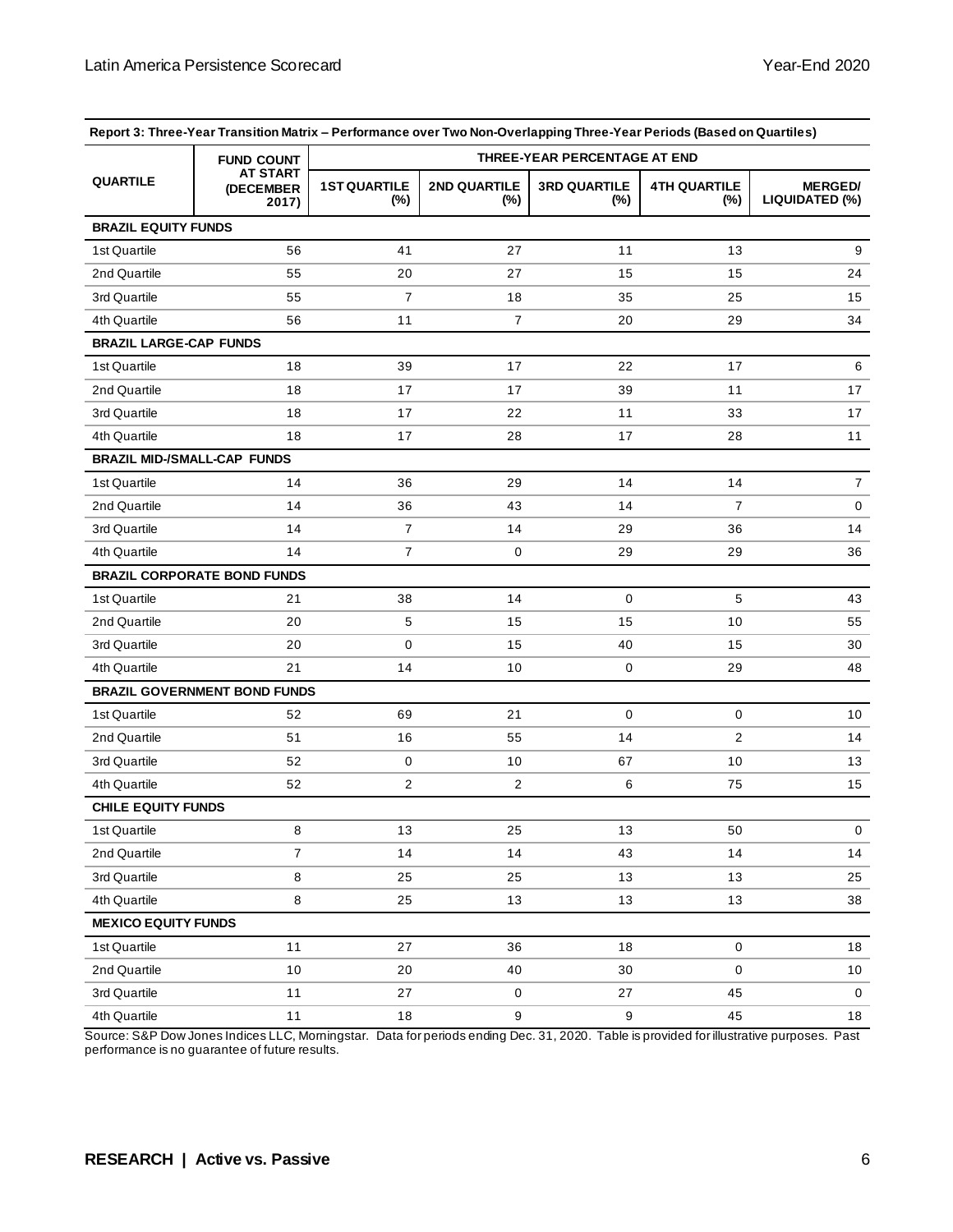**Report 3: Three-Year Transition Matrix – Performance over Two Non-Overlapping Three-Year Periods (Based on Quartiles)**

| QUARTILE | FUND COUNT AT START (DECEMBER 2017) | THREE-YEAR PERCENTAGE AT END | | | | |
|---|---|---|---|---|---|---|
| | | 1ST QUARTILE (%) | 2ND QUARTILE (%) | 3RD QUARTILE (%) | 4TH QUARTILE (%) | MERGED/ LIQUIDATED (%) |
| **BRAZIL EQUITY FUNDS** | | | | | | |
| 1st Quartile | 56 | 41 | 27 | 11 | 13 | 9 |
| 2nd Quartile | 55 | 20 | 27 | 15 | 15 | 24 |
| 3rd Quartile | 55 | 7 | 18 | 35 | 25 | 15 |
| 4th Quartile | 56 | 11 | 7 | 20 | 29 | 34 |
| **BRAZIL LARGE-CAP FUNDS** | | | | | | |
| 1st Quartile | 18 | 39 | 17 | 22 | 17 | 6 |
| 2nd Quartile | 18 | 17 | 17 | 39 | 11 | 17 |
| 3rd Quartile | 18 | 17 | 22 | 11 | 33 | 17 |
| 4th Quartile | 18 | 17 | 28 | 17 | 28 | 11 |
| **BRAZIL MID-/SMALL-CAP FUNDS** | | | | | | |
| 1st Quartile | 14 | 36 | 29 | 14 | 14 | 7 |
| 2nd Quartile | 14 | 36 | 43 | 14 | 7 | 0 |
| 3rd Quartile | 14 | 7 | 14 | 29 | 36 | 14 |
| 4th Quartile | 14 | 7 | 0 | 29 | 29 | 36 |
| **BRAZIL CORPORATE BOND FUNDS** | | | | | | |
| 1st Quartile | 21 | 38 | 14 | 0 | 5 | 43 |
| 2nd Quartile | 20 | 5 | 15 | 15 | 10 | 55 |
| 3rd Quartile | 20 | 0 | 15 | 40 | 15 | 30 |
| 4th Quartile | 21 | 14 | 10 | 0 | 29 | 48 |
| **BRAZIL GOVERNMENT BOND FUNDS** | | | | | | |
| 1st Quartile | 52 | 69 | 21 | 0 | 0 | 10 |
| 2nd Quartile | 51 | 16 | 55 | 14 | 2 | 14 |
| 3rd Quartile | 52 | 0 | 10 | 67 | 10 | 13 |
| 4th Quartile | 52 | 2 | 2 | 6 | 75 | 15 |
| **CHILE EQUITY FUNDS** | | | | | | |
| 1st Quartile | 8 | 13 | 25 | 13 | 50 | 0 |
| 2nd Quartile | 7 | 14 | 14 | 43 | 14 | 14 |
| 3rd Quartile | 8 | 25 | 25 | 13 | 13 | 25 |
| 4th Quartile | 8 | 25 | 13 | 13 | 13 | 38 |
| **MEXICO EQUITY FUNDS** | | | | | | |
| 1st Quartile | 11 | 27 | 36 | 18 | 0 | 18 |
| 2nd Quartile | 10 | 20 | 40 | 30 | 0 | 10 |
| 3rd Quartile | 11 | 27 | 0 | 27 | 45 | 0 |
| 4th Quartile | 11 | 18 | 9 | 9 | 45 | 18 |

Source: S&P Dow Jones Indices LLC, Morningstar. Data for periods ending Dec. 31, 2020. Table is provided for illustrative purposes. Past performance is no guarantee of future results.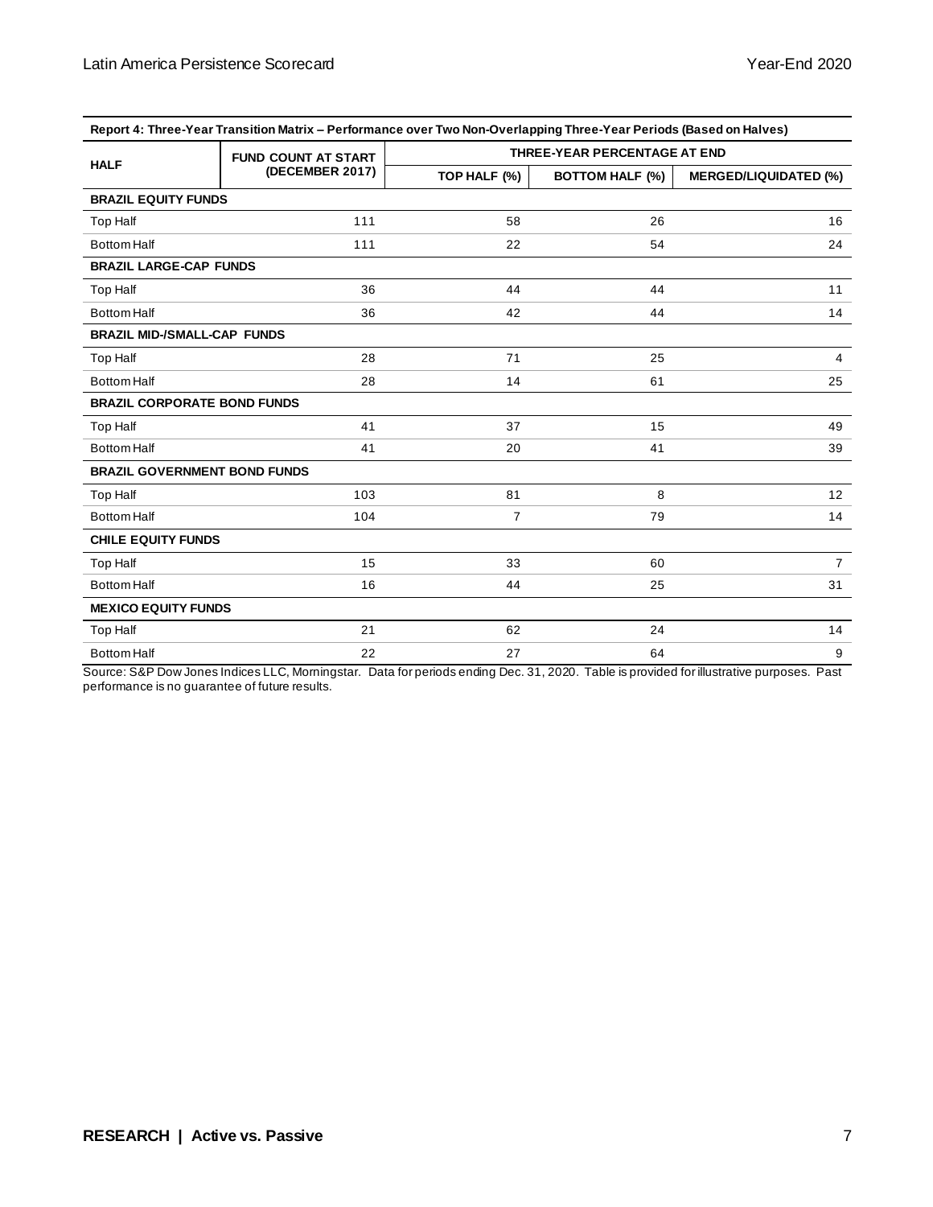**Report 4: Three-Year Transition Matrix – Performance over Two Non-Overlapping Three-Year Periods (Based on Halves)**

| HALF | FUND COUNT AT START (DECEMBER 2017) | THREE-YEAR PERCENTAGE AT END | | |
|---|---|---|---|---|
| | | TOP HALF (%) | BOTTOM HALF (%) | MERGED/LIQUIDATED (%) |
| **BRAZIL EQUITY FUNDS** | | | | |
| Top Half | 111 | 58 | 26 | 16 |
| Bottom Half | 111 | 22 | 54 | 24 |
| **BRAZIL LARGE-CAP FUNDS** | | | | |
| Top Half | 36 | 44 | 44 | 11 |
| Bottom Half | 36 | 42 | 44 | 14 |
| **BRAZIL MID-/SMALL-CAP FUNDS** | | | | |
| Top Half | 28 | 71 | 25 | 4 |
| Bottom Half | 28 | 14 | 61 | 25 |
| **BRAZIL CORPORATE BOND FUNDS** | | | | |
| Top Half | 41 | 37 | 15 | 49 |
| Bottom Half | 41 | 20 | 41 | 39 |
| **BRAZIL GOVERNMENT BOND FUNDS** | | | | |
| Top Half | 103 | 81 | 8 | 12 |
| Bottom Half | 104 | 7 | 79 | 14 |
| **CHILE EQUITY FUNDS** | | | | |
| Top Half | 15 | 33 | 60 | 7 |
| Bottom Half | 16 | 44 | 25 | 31 |
| **MEXICO EQUITY FUNDS** | | | | |
| Top Half | 21 | 62 | 24 | 14 |
| Bottom Half | 22 | 27 | 64 | 9 |

Source: S&P Dow Jones Indices LLC, Morningstar. Data for periods ending Dec. 31, 2020. Table is provided for illustrative purposes. Past performance is no guarantee of future results.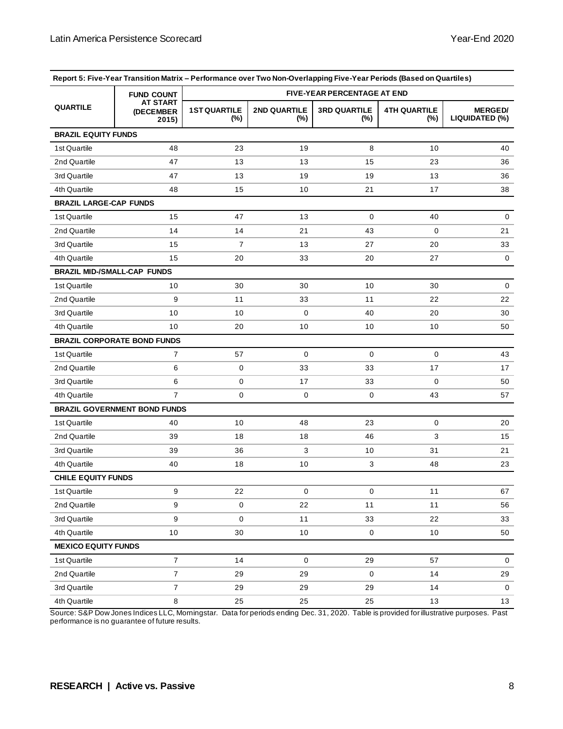**Report 5: Five-Year Transition Matrix – Performance over Two Non-Overlapping Five-Year Periods (Based on Quartiles)**

| QUARTILE | FUND COUNT AT START (DECEMBER 2015) | FIVE-YEAR PERCENTAGE AT END | | | | |
|---|---|---|---|---|---|---|
| | | 1ST QUARTILE (%) | 2ND QUARTILE (%) | 3RD QUARTILE (%) | 4TH QUARTILE (%) | MERGED/ LIQUIDATED (%) |
| **BRAZIL EQUITY FUNDS** | | | | | | |
| 1st Quartile | 48 | 23 | 19 | 8 | 10 | 40 |
| 2nd Quartile | 47 | 13 | 13 | 15 | 23 | 36 |
| 3rd Quartile | 47 | 13 | 19 | 19 | 13 | 36 |
| 4th Quartile | 48 | 15 | 10 | 21 | 17 | 38 |
| **BRAZIL LARGE-CAP FUNDS** | | | | | | |
| 1st Quartile | 15 | 47 | 13 | 0 | 40 | 0 |
| 2nd Quartile | 14 | 14 | 21 | 43 | 0 | 21 |
| 3rd Quartile | 15 | 7 | 13 | 27 | 20 | 33 |
| 4th Quartile | 15 | 20 | 33 | 20 | 27 | 0 |
| **BRAZIL MID-/SMALL-CAP FUNDS** | | | | | | |
| 1st Quartile | 10 | 30 | 30 | 10 | 30 | 0 |
| 2nd Quartile | 9 | 11 | 33 | 11 | 22 | 22 |
| 3rd Quartile | 10 | 10 | 0 | 40 | 20 | 30 |
| 4th Quartile | 10 | 20 | 10 | 10 | 10 | 50 |
| **BRAZIL CORPORATE BOND FUNDS** | | | | | | |
| 1st Quartile | 7 | 57 | 0 | 0 | 0 | 43 |
| 2nd Quartile | 6 | 0 | 33 | 33 | 17 | 17 |
| 3rd Quartile | 6 | 0 | 17 | 33 | 0 | 50 |
| 4th Quartile | 7 | 0 | 0 | 0 | 43 | 57 |
| **BRAZIL GOVERNMENT BOND FUNDS** | | | | | | |
| 1st Quartile | 40 | 10 | 48 | 23 | 0 | 20 |
| 2nd Quartile | 39 | 18 | 18 | 46 | 3 | 15 |
| 3rd Quartile | 39 | 36 | 3 | 10 | 31 | 21 |
| 4th Quartile | 40 | 18 | 10 | 3 | 48 | 23 |
| **CHILE EQUITY FUNDS** | | | | | | |
| 1st Quartile | 9 | 22 | 0 | 0 | 11 | 67 |
| 2nd Quartile | 9 | 0 | 22 | 11 | 11 | 56 |
| 3rd Quartile | 9 | 0 | 11 | 33 | 22 | 33 |
| 4th Quartile | 10 | 30 | 10 | 0 | 10 | 50 |
| **MEXICO EQUITY FUNDS** | | | | | | |
| 1st Quartile | 7 | 14 | 0 | 29 | 57 | 0 |
| 2nd Quartile | 7 | 29 | 29 | 0 | 14 | 29 |
| 3rd Quartile | 7 | 29 | 29 | 29 | 14 | 0 |
| 4th Quartile | 8 | 25 | 25 | 25 | 13 | 13 |

Source: S&P Dow Jones Indices LLC, Morningstar. Data for periods ending Dec. 31, 2020. Table is provided for illustrative purposes. Past performance is no guarantee of future results.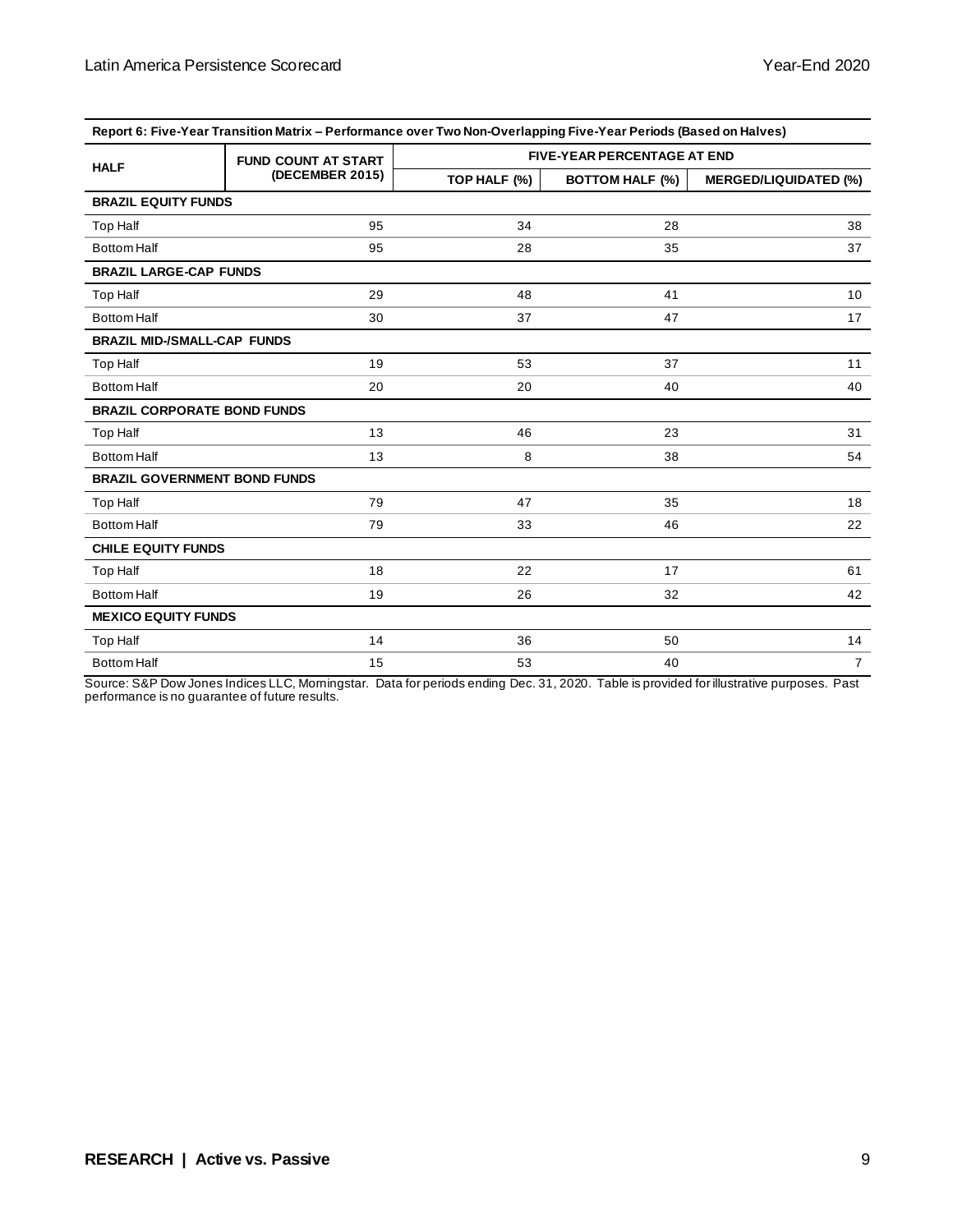| Report 6: Five-Year Transition Matrix – Performance over Two Non-Overlapping Five-Year Periods (Based on Halves) | | | | |
|---|---|---|---|---|
| HALF | FUND COUNT AT START (DECEMBER 2015) | FIVE-YEAR PERCENTAGE AT END | | |
| | | TOP HALF (%) | BOTTOM HALF (%) | MERGED/LIQUIDATED (%) |
| **BRAZIL EQUITY FUNDS** | | | | |
| Top Half | 95 | 34 | 28 | 38 |
| Bottom Half | 95 | 28 | 35 | 37 |
| **BRAZIL LARGE-CAP FUNDS** | | | | |
| Top Half | 29 | 48 | 41 | 10 |
| Bottom Half | 30 | 37 | 47 | 17 |
| **BRAZIL MID-/SMALL-CAP FUNDS** | | | | |
| Top Half | 19 | 53 | 37 | 11 |
| Bottom Half | 20 | 20 | 40 | 40 |
| **BRAZIL CORPORATE BOND FUNDS** | | | | |
| Top Half | 13 | 46 | 23 | 31 |
| Bottom Half | 13 | 8 | 38 | 54 |
| **BRAZIL GOVERNMENT BOND FUNDS** | | | | |
| Top Half | 79 | 47 | 35 | 18 |
| Bottom Half | 79 | 33 | 46 | 22 |
| **CHILE EQUITY FUNDS** | | | | |
| Top Half | 18 | 22 | 17 | 61 |
| Bottom Half | 19 | 26 | 32 | 42 |
| **MEXICO EQUITY FUNDS** | | | | |
| Top Half | 14 | 36 | 50 | 14 |
| Bottom Half | 15 | 53 | 40 | 7 |

Source: S&P Dow Jones Indices LLC, Morningstar. Data for periods ending Dec. 31, 2020. Table is provided for illustrative purposes. Past performance is no guarantee of future results.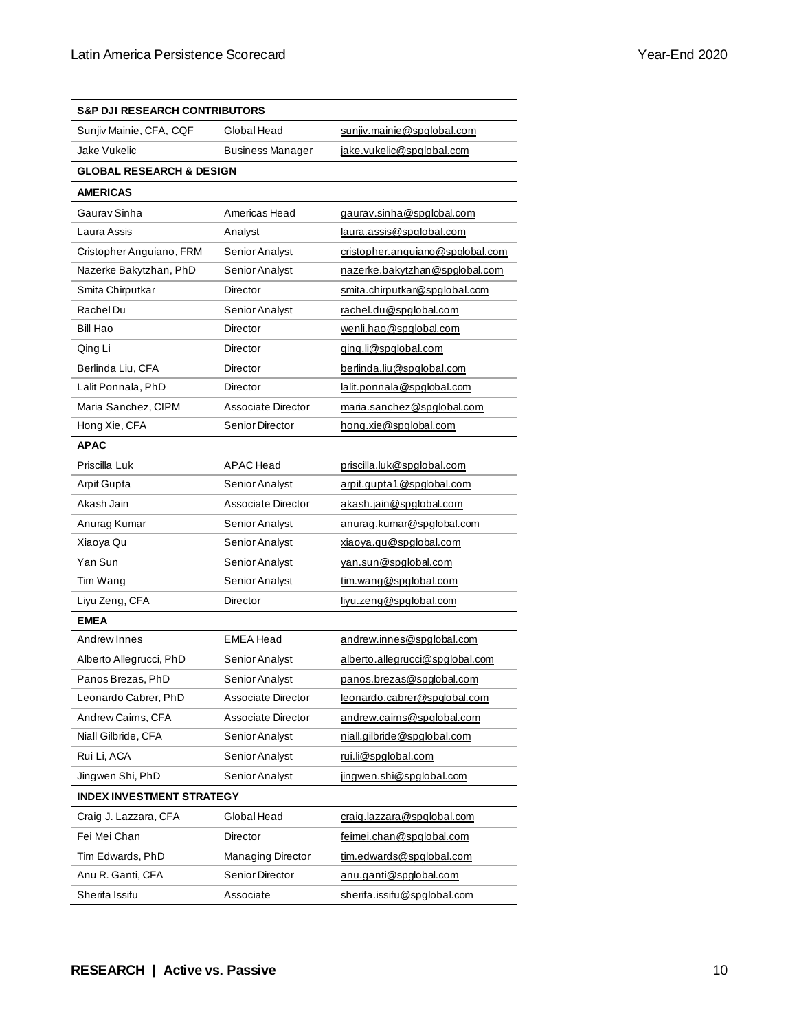| S&P DJI RESEARCH CONTRIBUTORS | | |
|---|---|---|
| Sunjiv Mainie, CFA, CQF | Global Head | sunjiv.mainie@spglobal.com |
| Jake Vukelic | Business Manager | jake.vukelic@spglobal.com |
| **GLOBAL RESEARCH & DESIGN** | | |
| **AMERICAS** | | |
| Gaurav Sinha | Americas Head | gaurav.sinha@spglobal.com |
| Laura Assis | Analyst | laura.assis@spglobal.com |
| Cristopher Anguiano, FRM | Senior Analyst | cristopher.anguiano@spglobal.com |
| Nazerke Bakytzhan, PhD | Senior Analyst | nazerke.bakytzhan@spglobal.com |
| Smita Chirputkar | Director | smita.chirputkar@spglobal.com |
| Rachel Du | Senior Analyst | rachel.du@spglobal.com |
| Bill Hao | Director | wenli.hao@spglobal.com |
| Qing Li | Director | qing.li@spglobal.com |
| Berlinda Liu, CFA | Director | berlinda.liu@spglobal.com |
| Lalit Ponnala, PhD | Director | lalit.ponnala@spglobal.com |
| Maria Sanchez, CIPM | Associate Director | maria.sanchez@spglobal.com |
| Hong Xie, CFA | Senior Director | hong.xie@spglobal.com |
| **APAC** | | |
| Priscilla Luk | APAC Head | priscilla.luk@spglobal.com |
| Arpit Gupta | Senior Analyst | arpit.gupta1@spglobal.com |
| Akash Jain | Associate Director | akash.jain@spglobal.com |
| Anurag Kumar | Senior Analyst | anurag.kumar@spglobal.com |
| Xiaoya Qu | Senior Analyst | xiaoya.qu@spglobal.com |
| Yan Sun | Senior Analyst | yan.sun@spglobal.com |
| Tim Wang | Senior Analyst | tim.wang@spglobal.com |
| Liyu Zeng, CFA | Director | liyu.zeng@spglobal.com |
| **EMEA** | | |
| Andrew Innes | EMEA Head | andrew.innes@spglobal.com |
| Alberto Allegrucci, PhD | Senior Analyst | alberto.allegrucci@spglobal.com |
| Panos Brezas, PhD | Senior Analyst | panos.brezas@spglobal.com |
| Leonardo Cabrer, PhD | Associate Director | leonardo.cabrer@spglobal.com |
| Andrew Cairns, CFA | Associate Director | andrew.cairns@spglobal.com |
| Niall Gilbride, CFA | Senior Analyst | niall.gilbride@spglobal.com |
| Rui Li, ACA | Senior Analyst | rui.li@spglobal.com |
| Jingwen Shi, PhD | Senior Analyst | jingwen.shi@spglobal.com |
| **INDEX INVESTMENT STRATEGY** | | |
| Craig J. Lazzara, CFA | Global Head | craig.lazzara@spglobal.com |
| Fei Mei Chan | Director | feimei.chan@spglobal.com |
| Tim Edwards, PhD | Managing Director | tim.edwards@spglobal.com |
| Anu R. Ganti, CFA | Senior Director | anu.ganti@spglobal.com |
| Sherifa Issifu | Associate | sherifa.issifu@spglobal.com |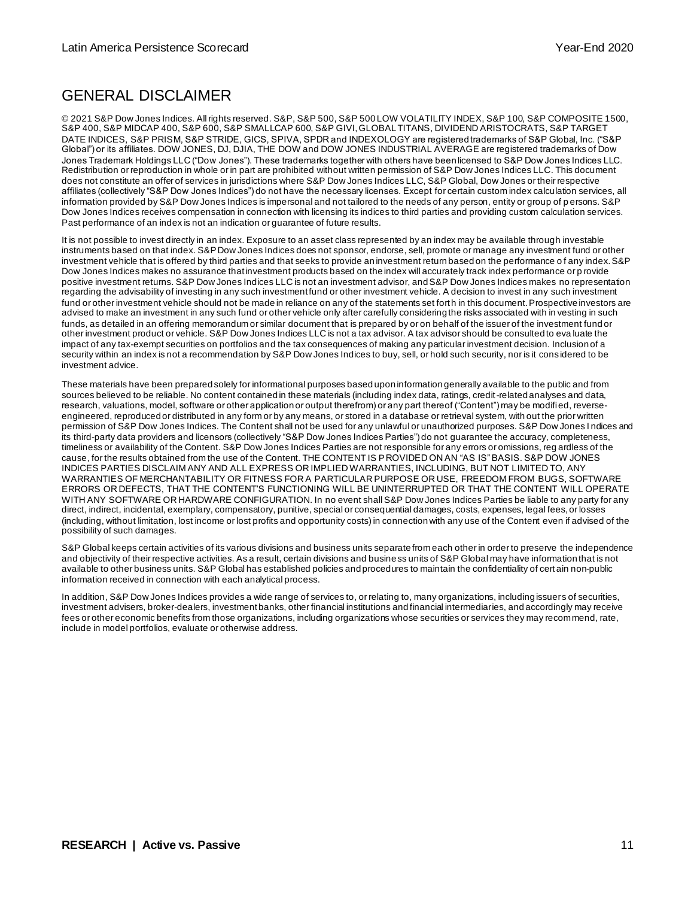# GENERAL DISCLAIMER

© 2021 S&P Dow Jones Indices. All rights reserved. S&P, S&P 500, S&P 500 LOW VOLATILITY INDEX, S&P 100, S&P COMPOSITE 1500, S&P 400, S&P MIDCAP 400, S&P 600, S&P SMALLCAP 600, S&P GIVI, GLOBAL TITANS, DIVIDEND ARISTOCRATS, S&P TARGET DATE INDICES, S&P PRISM, S&P STRIDE, GICS, SPIVA, SPDR and INDEXOLOGY are registered trademarks of S&P Global, Inc. ("S&P Global") or its affiliates. DOW JONES, DJ, DJIA, THE DOW and DOW JONES INDUSTRIAL AVERAGE are registered trademarks of Dow Jones Trademark Holdings LLC ("Dow Jones"). These trademarks together with others have been licensed to S&P Dow Jones Indices LLC. Redistribution or reproduction in whole or in part are prohibited without written permission of S&P Dow Jones Indices LLC. This document does not constitute an offer of services in jurisdictions where S&P Dow Jones Indices LLC, S&P Global, Dow Jones or their respective affiliates (collectively "S&P Dow Jones Indices") do not have the necessary licenses. Except for certain custom index calculation services, all information provided by S&P Dow Jones Indices is impersonal and not tailored to the needs of any person, entity or group of persons. S&P Dow Jones Indices receives compensation in connection with licensing its indices to third parties and providing custom calculation services. Past performance of an index is not an indication or guarantee of future results.

It is not possible to invest directly in an index. Exposure to an asset class represented by an index may be available through investable instruments based on that index. S&P Dow Jones Indices does not sponsor, endorse, sell, promote or manage any investment fund or other investment vehicle that is offered by third parties and that seeks to provide an investment return based on the performance of any index. S&P Dow Jones Indices makes no assurance that investment products based on the index will accurately track index performance or provide positive investment returns. S&P Dow Jones Indices LLC is not an investment advisor, and S&P Dow Jones Indices makes no representation regarding the advisability of investing in any such investment fund or other investment vehicle. A decision to invest in any such investment fund or other investment vehicle should not be made in reliance on any of the statements set forth in this document. Prospective investors are advised to make an investment in any such fund or other vehicle only after carefully considering the risks associated with investing in such funds, as detailed in an offering memorandum or similar document that is prepared by or on behalf of the issuer of the investment fund or other investment product or vehicle. S&P Dow Jones Indices LLC is not a tax advisor. A tax advisor should be consulted to evaluate the impact of any tax-exempt securities on portfolios and the tax consequences of making any particular investment decision. Inclusion of a security within an index is not a recommendation by S&P Dow Jones Indices to buy, sell, or hold such security, nor is it considered to be investment advice.

These materials have been prepared solely for informational purposes based upon information generally available to the public and from sources believed to be reliable. No content contained in these materials (including index data, ratings, credit-related analyses and data, research, valuations, model, software or other application or output therefrom) or any part thereof ("Content") may be modified, reverse-engineered, reproduced or distributed in any form or by any means, or stored in a database or retrieval system, without the prior written permission of S&P Dow Jones Indices. The Content shall not be used for any unlawful or unauthorized purposes. S&P Dow Jones Indices and its third-party data providers and licensors (collectively "S&P Dow Jones Indices Parties") do not guarantee the accuracy, completeness, timeliness or availability of the Content. S&P Dow Jones Indices Parties are not responsible for any errors or omissions, regardless of the cause, for the results obtained from the use of the Content. THE CONTENT IS PROVIDED ON AN "AS IS" BASIS. S&P DOW JONES INDICES PARTIES DISCLAIM ANY AND ALL EXPRESS OR IMPLIED WARRANTIES, INCLUDING, BUT NOT LIMITED TO, ANY WARRANTIES OF MERCHANTABILITY OR FITNESS FOR A PARTICULAR PURPOSE OR USE, FREEDOM FROM BUGS, SOFTWARE ERRORS OR DEFECTS, THAT THE CONTENT'S FUNCTIONING WILL BE UNINTERRUPTED OR THAT THE CONTENT WILL OPERATE WITH ANY SOFTWARE OR HARDWARE CONFIGURATION. In no event shall S&P Dow Jones Indices Parties be liable to any party for any direct, indirect, incidental, exemplary, compensatory, punitive, special or consequential damages, costs, expenses, legal fees, or losses (including, without limitation, lost income or lost profits and opportunity costs) in connection with any use of the Content even if advised of the possibility of such damages.

S&P Global keeps certain activities of its various divisions and business units separate from each other in order to preserve the independence and objectivity of their respective activities. As a result, certain divisions and business units of S&P Global may have information that is not available to other business units. S&P Global has established policies and procedures to maintain the confidentiality of certain non-public information received in connection with each analytical process.

In addition, S&P Dow Jones Indices provides a wide range of services to, or relating to, many organizations, including issuers of securities, investment advisers, broker-dealers, investment banks, other financial institutions and financial intermediaries, and accordingly may receive fees or other economic benefits from those organizations, including organizations whose securities or services they may recommend, rate, include in model portfolios, evaluate or otherwise address.